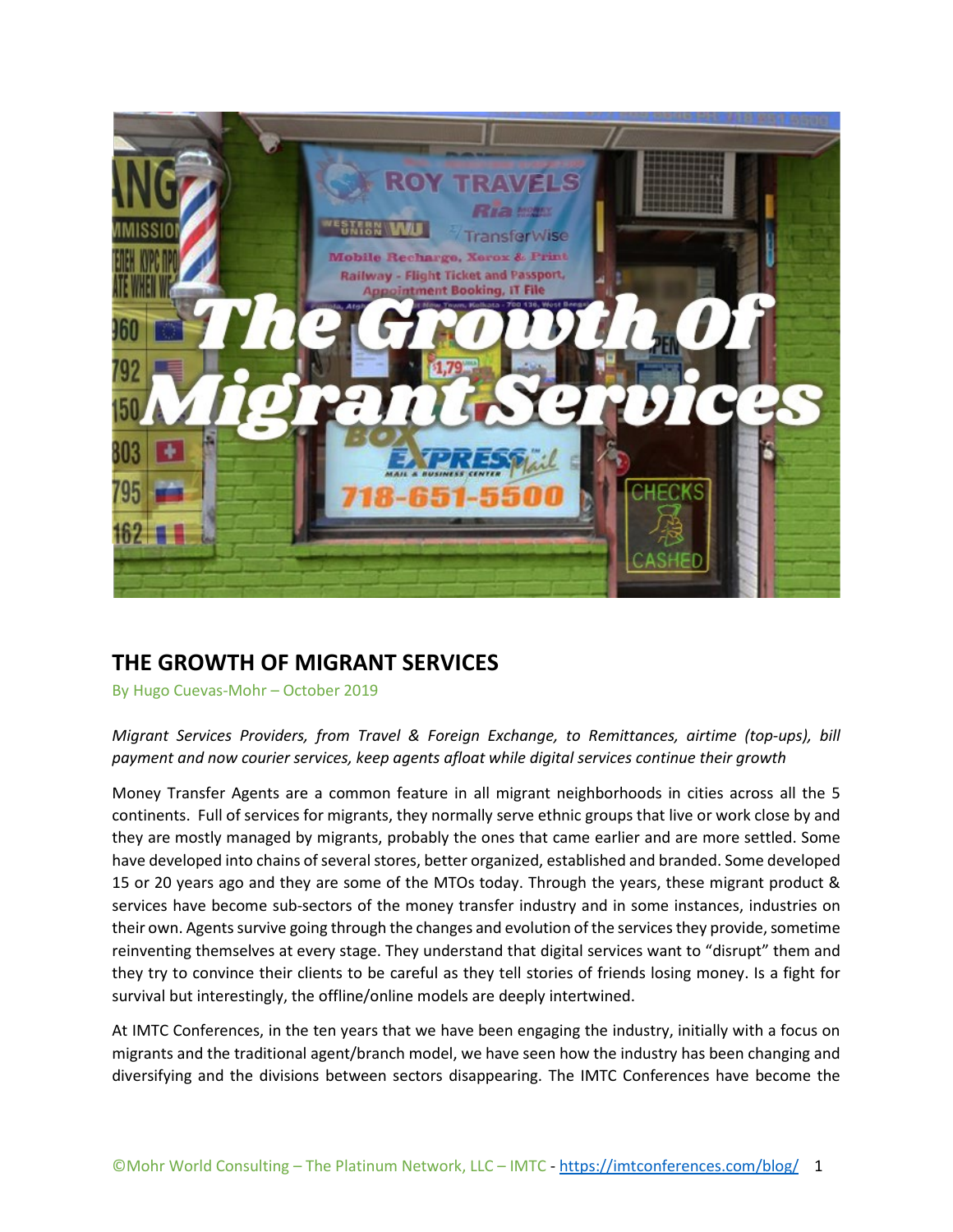# THE GROWTH OF MIGRANT SERVICES

By Hugo Cuevas-Mohr – October 2019

*Migrant Services Providers, from Travel & Foreign Exchange, to Remittances, airtime (top-ups), bill payment and now courier services, keep agents afloat while digital services continue their growth*

Money Transfer Agents are a common feature in all migrant neighborhoods in cities across all the 5 continents. Full of services for migrants, they normally serve ethnic groups that live or work close by and they are mostly managed by migrants, probably the ones that came earlier and are more settled. Some have developed into chains of several stores, better organized, established and branded. Some developed 15 or 20 years ago and they are some of the MTOs today. Through the years, these migrant product & services have become sub-sectors of the money transfer industry and in some instances, industries on their own. Agents survive going through the changes and evolution of the services they provide, sometime reinventing themselves at every stage. They understand that digital services want to "disrupt" them and they try to convince their clients to be careful as they tell stories of friends losing money. Is a fight for survival but interestingly, the offline/online models are deeply intertwined.

At IMTC Conferences, in the ten years that we have been engaging the industry, initially with a focus on migrants and the traditional agent/branch model, we have seen how the industry has been changing and diversifying and the divisions between sectors disappearing. The IMTC Conferences have become the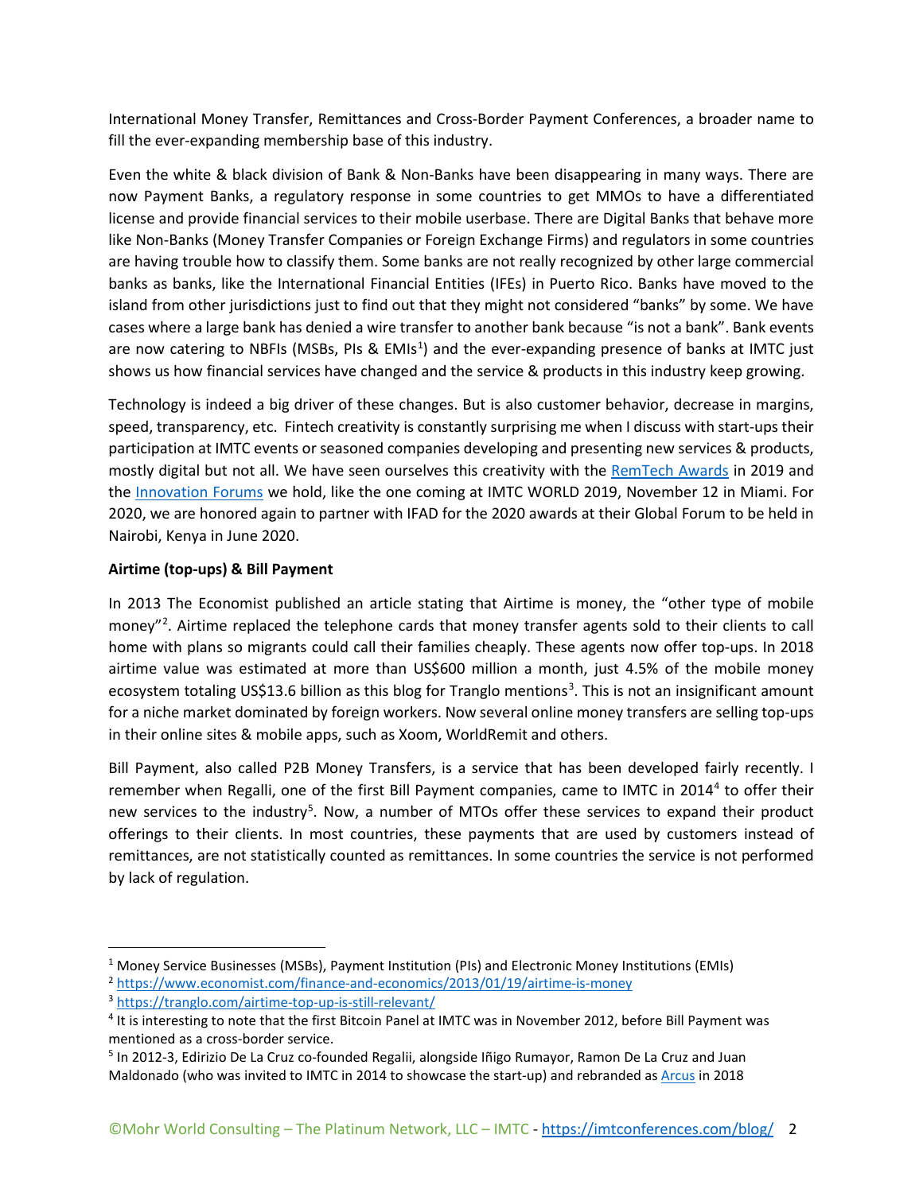International Money Transfer, Remittances and Cross-Border Payment Conferences, a broader name to fill the ever-expanding membership base of this industry.

Even the white & black division of Bank & Non-Banks have been disappearing in many ways. There are now Payment Banks, a regulatory response in some countries to get MMOs to have a differentiated license and provide financial services to their mobile userbase. There are Digital Banks that behave more like Non-Banks (Money Transfer Companies or Foreign Exchange Firms) and regulators in some countries are having trouble how to classify them. Some banks are not really recognized by other large commercial banks as banks, like the International Financial Entities (IFEs) in Puerto Rico. Banks have moved to the island from other jurisdictions just to find out that they might not considered "banks" by some. We have cases where a large bank has denied a wire transfer to another bank because "is not a bank". Bank events are now catering to NBFIs (MSBs, PIs & EMIs[1]) and the ever-expanding presence of banks at IMTC just shows us how financial services have changed and the service & products in this industry keep growing.

Technology is indeed a big driver of these changes. But is also customer behavior, decrease in margins, speed, transparency, etc. Fintech creativity is constantly surprising me when I discuss with start-ups their participation at IMTC events or seasoned companies developing and presenting new services & products, mostly digital but not all. We have seen ourselves this creativity with the RemTech Awards in 2019 and the Innovation Forums we hold, like the one coming at IMTC WORLD 2019, November 12 in Miami. For 2020, we are honored again to partner with IFAD for the 2020 awards at their Global Forum to be held in Nairobi, Kenya in June 2020.

**Airtime (top-ups) & Bill Payment**

In 2013 The Economist published an article stating that Airtime is money, the "other type of mobile money"[2]. Airtime replaced the telephone cards that money transfer agents sold to their clients to call home with plans so migrants could call their families cheaply. These agents now offer top-ups. In 2018 airtime value was estimated at more than US$600 million a month, just 4.5% of the mobile money ecosystem totaling US$13.6 billion as this blog for Tranglo mentions[3]. This is not an insignificant amount for a niche market dominated by foreign workers. Now several online money transfers are selling top-ups in their online sites & mobile apps, such as Xoom, WorldRemit and others.

Bill Payment, also called P2B Money Transfers, is a service that has been developed fairly recently. I remember when Regalli, one of the first Bill Payment companies, came to IMTC in 2014[4] to offer their new services to the industry[5]. Now, a number of MTOs offer these services to expand their product offerings to their clients. In most countries, these payments that are used by customers instead of remittances, are not statistically counted as remittances. In some countries the service is not performed by lack of regulation.

---

[1] Money Service Businesses (MSBs), Payment Institution (PIs) and Electronic Money Institutions (EMIs)

[2] https://www.economist.com/finance-and-economics/2013/01/19/airtime-is-money

[3] https://tranglo.com/airtime-top-up-is-still-relevant/

[4] It is interesting to note that the first Bitcoin Panel at IMTC was in November 2012, before Bill Payment was mentioned as a cross-border service.

[5] In 2012-3, Edirizio De La Cruz co-founded Regalii, alongside Iñigo Rumayor, Ramon De La Cruz and Juan Maldonado (who was invited to IMTC in 2014 to showcase the start-up) and rebranded as Arcus in 2018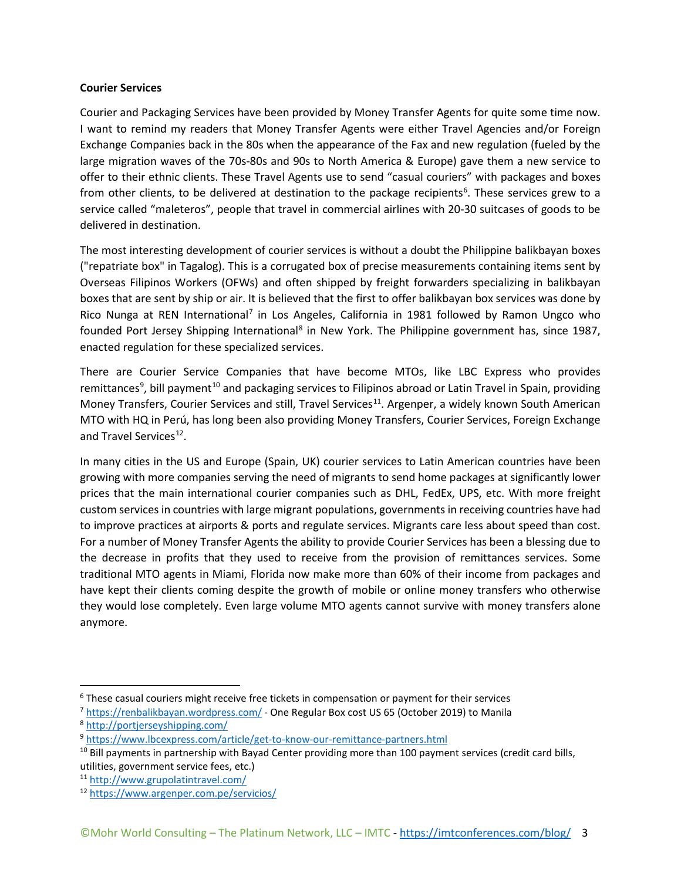**Courier Services**

Courier and Packaging Services have been provided by Money Transfer Agents for quite some time now. I want to remind my readers that Money Transfer Agents were either Travel Agencies and/or Foreign Exchange Companies back in the 80s when the appearance of the Fax and new regulation (fueled by the large migration waves of the 70s-80s and 90s to North America & Europe) gave them a new service to offer to their ethnic clients. These Travel Agents use to send "casual couriers" with packages and boxes from other clients, to be delivered at destination to the package recipients[6]. These services grew to a service called "maleteros", people that travel in commercial airlines with 20-30 suitcases of goods to be delivered in destination.

The most interesting development of courier services is without a doubt the Philippine balikbayan boxes ("repatriate box" in Tagalog). This is a corrugated box of precise measurements containing items sent by Overseas Filipinos Workers (OFWs) and often shipped by freight forwarders specializing in balikbayan boxes that are sent by ship or air. It is believed that the first to offer balikbayan box services was done by Rico Nunga at REN International[7] in Los Angeles, California in 1981 followed by Ramon Ungco who founded Port Jersey Shipping International[8] in New York. The Philippine government has, since 1987, enacted regulation for these specialized services.

There are Courier Service Companies that have become MTOs, like LBC Express who provides remittances[9], bill payment[10] and packaging services to Filipinos abroad or Latin Travel in Spain, providing Money Transfers, Courier Services and still, Travel Services[11]. Argenper, a widely known South American MTO with HQ in Perú, has long been also providing Money Transfers, Courier Services, Foreign Exchange and Travel Services[12].

In many cities in the US and Europe (Spain, UK) courier services to Latin American countries have been growing with more companies serving the need of migrants to send home packages at significantly lower prices that the main international courier companies such as DHL, FedEx, UPS, etc. With more freight custom services in countries with large migrant populations, governments in receiving countries have had to improve practices at airports & ports and regulate services. Migrants care less about speed than cost. For a number of Money Transfer Agents the ability to provide Courier Services has been a blessing due to the decrease in profits that they used to receive from the provision of remittances services. Some traditional MTO agents in Miami, Florida now make more than 60% of their income from packages and have kept their clients coming despite the growth of mobile or online money transfers who otherwise they would lose completely. Even large volume MTO agents cannot survive with money transfers alone anymore.

---

[6] These casual couriers might receive free tickets in compensation or payment for their services

[7] https://renbalikbayan.wordpress.com/ - One Regular Box cost US 65 (October 2019) to Manila

[8] http://portjerseyshipping.com/

[9] https://www.lbcexpress.com/article/get-to-know-our-remittance-partners.html

[10] Bill payments in partnership with Bayad Center providing more than 100 payment services (credit card bills, utilities, government service fees, etc.)

[11] http://www.grupolatintravel.com/

[12] https://www.argenper.com.pe/servicios/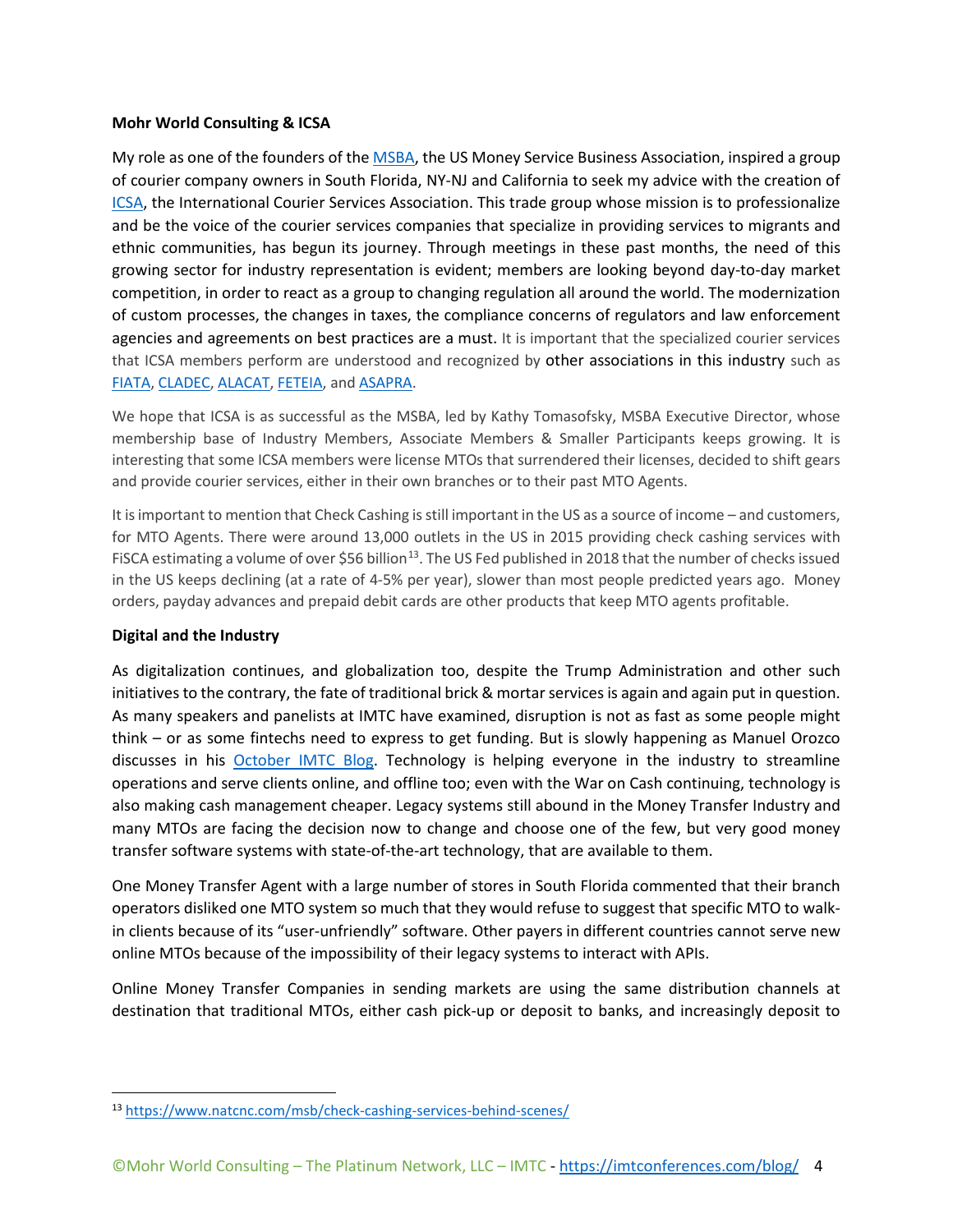**Mohr World Consulting & ICSA**

My role as one of the founders of the [MSBA](), the US Money Service Business Association, inspired a group of courier company owners in South Florida, NY-NJ and California to seek my advice with the creation of [ICSA](), the International Courier Services Association. This trade group whose mission is to professionalize and be the voice of the courier services companies that specialize in providing services to migrants and ethnic communities, has begun its journey. Through meetings in these past months, the need of this growing sector for industry representation is evident; members are looking beyond day-to-day market competition, in order to react as a group to changing regulation all around the world. The modernization of custom processes, the changes in taxes, the compliance concerns of regulators and law enforcement agencies and agreements on best practices are a must. It is important that the specialized courier services that ICSA members perform are understood and recognized by other associations in this industry such as [FIATA](), [CLADEC](), [ALACAT](), [FETEIA](), and [ASAPRA]().

We hope that ICSA is as successful as the MSBA, led by Kathy Tomasofsky, MSBA Executive Director, whose membership base of Industry Members, Associate Members & Smaller Participants keeps growing. It is interesting that some ICSA members were license MTOs that surrendered their licenses, decided to shift gears and provide courier services, either in their own branches or to their past MTO Agents.

It is important to mention that Check Cashing is still important in the US as a source of income – and customers, for MTO Agents. There were around 13,000 outlets in the US in 2015 providing check cashing services with FiSCA estimating a volume of over $56 billion[13]. The US Fed published in 2018 that the number of checks issued in the US keeps declining (at a rate of 4-5% per year), slower than most people predicted years ago. Money orders, payday advances and prepaid debit cards are other products that keep MTO agents profitable.

**Digital and the Industry**

As digitalization continues, and globalization too, despite the Trump Administration and other such initiatives to the contrary, the fate of traditional brick & mortar services is again and again put in question. As many speakers and panelists at IMTC have examined, disruption is not as fast as some people might think – or as some fintechs need to express to get funding. But is slowly happening as Manuel Orozco discusses in his [October IMTC Blog](). Technology is helping everyone in the industry to streamline operations and serve clients online, and offline too; even with the War on Cash continuing, technology is also making cash management cheaper. Legacy systems still abound in the Money Transfer Industry and many MTOs are facing the decision now to change and choose one of the few, but very good money transfer software systems with state-of-the-art technology, that are available to them.

One Money Transfer Agent with a large number of stores in South Florida commented that their branch operators disliked one MTO system so much that they would refuse to suggest that specific MTO to walk-in clients because of its "user-unfriendly" software. Other payers in different countries cannot serve new online MTOs because of the impossibility of their legacy systems to interact with APIs.

Online Money Transfer Companies in sending markets are using the same distribution channels at destination that traditional MTOs, either cash pick-up or deposit to banks, and increasingly deposit to

---

[13] https://www.natcnc.com/msb/check-cashing-services-behind-scenes/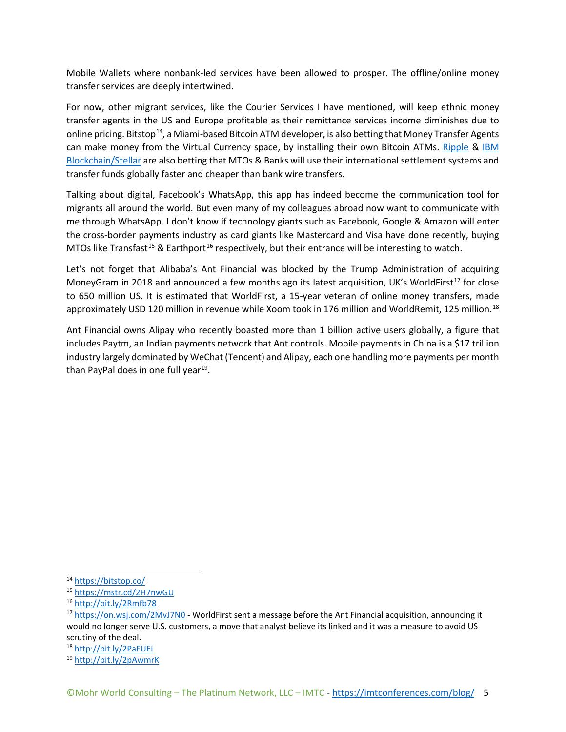Mobile Wallets where nonbank-led services have been allowed to prosper. The offline/online money transfer services are deeply intertwined.

For now, other migrant services, like the Courier Services I have mentioned, will keep ethnic money transfer agents in the US and Europe profitable as their remittance services income diminishes due to online pricing. Bitstop[14], a Miami-based Bitcoin ATM developer, is also betting that Money Transfer Agents can make money from the Virtual Currency space, by installing their own Bitcoin ATMs. Ripple & IBM Blockchain/Stellar are also betting that MTOs & Banks will use their international settlement systems and transfer funds globally faster and cheaper than bank wire transfers.

Talking about digital, Facebook's WhatsApp, this app has indeed become the communication tool for migrants all around the world. But even many of my colleagues abroad now want to communicate with me through WhatsApp. I don't know if technology giants such as Facebook, Google & Amazon will enter the cross-border payments industry as card giants like Mastercard and Visa have done recently, buying MTOs like Transfast[15] & Earthport[16] respectively, but their entrance will be interesting to watch.

Let's not forget that Alibaba's Ant Financial was blocked by the Trump Administration of acquiring MoneyGram in 2018 and announced a few months ago its latest acquisition, UK's WorldFirst[17] for close to 650 million US. It is estimated that WorldFirst, a 15-year veteran of online money transfers, made approximately USD 120 million in revenue while Xoom took in 176 million and WorldRemit, 125 million.[18]

Ant Financial owns Alipay who recently boasted more than 1 billion active users globally, a figure that includes Paytm, an Indian payments network that Ant controls. Mobile payments in China is a $17 trillion industry largely dominated by WeChat (Tencent) and Alipay, each one handling more payments per month than PayPal does in one full year[19].

---

[14] https://bitstop.co/

[15] https://mstr.cd/2H7nwGU

[16] http://bit.ly/2Rmfb78

[17] https://on.wsj.com/2MvJ7N0 - WorldFirst sent a message before the Ant Financial acquisition, announcing it would no longer serve U.S. customers, a move that analyst believe its linked and it was a measure to avoid US scrutiny of the deal.

[18] http://bit.ly/2PaFUEi

[19] http://bit.ly/2pAwmrK